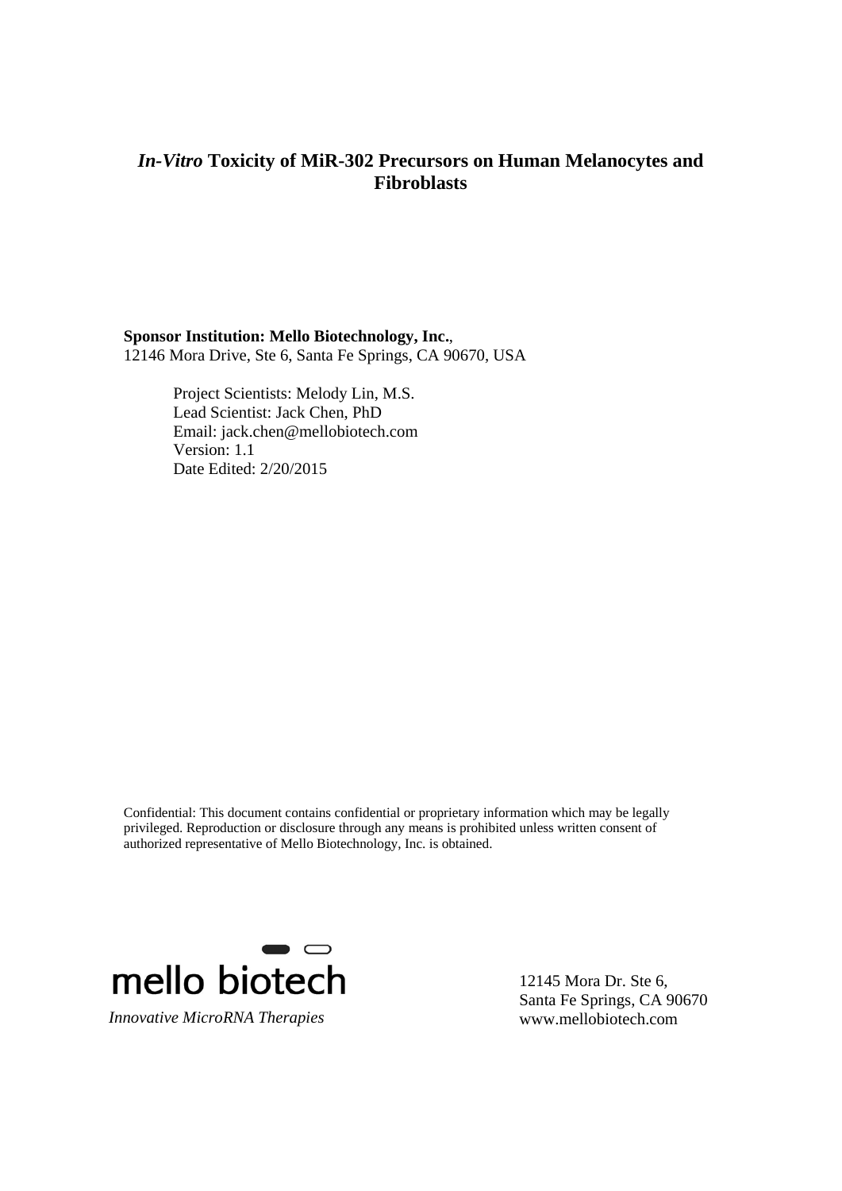# *In-Vitro* Toxicity of MiR-302 Precursors on Human Melanocytes and Fibroblasts

**Sponsor Institution: Mello Biotechnology, Inc.**,
12146 Mora Drive, Ste 6, Santa Fe Springs, CA 90670, USA

Project Scientists: Melody Lin, M.S.
Lead Scientist: Jack Chen, PhD
Email: jack.chen@mellobiotech.com
Version: 1.1
Date Edited: 2/20/2015

Confidential: This document contains confidential or proprietary information which may be legally privileged. Reproduction or disclosure through any means is prohibited unless written consent of authorized representative of Mello Biotechnology, Inc. is obtained.

mello biotech

*Innovative MicroRNA Therapies*

12145 Mora Dr. Ste 6,
Santa Fe Springs, CA 90670
www.mellobiotech.com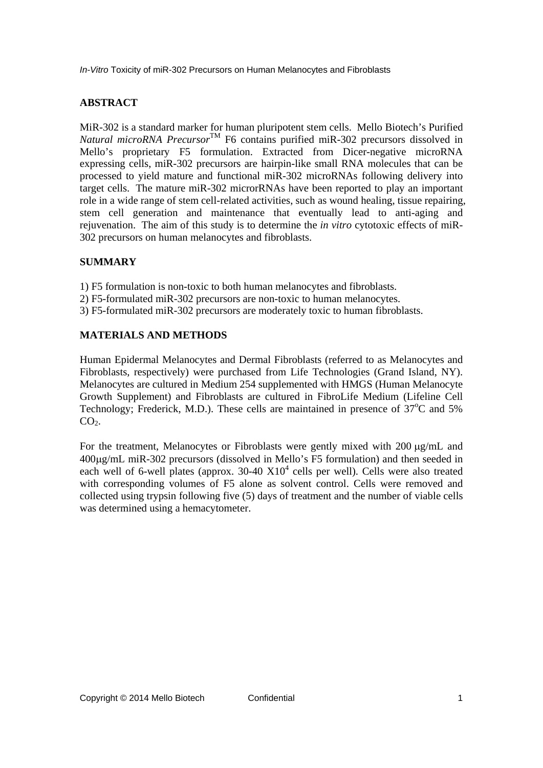*In-Vitro* Toxicity of miR-302 Precursors on Human Melanocytes and Fibroblasts

## ABSTRACT

MiR-302 is a standard marker for human pluripotent stem cells. Mello Biotech's Purified *Natural microRNA Precursor*™ F6 contains purified miR-302 precursors dissolved in Mello's proprietary F5 formulation. Extracted from Dicer-negative microRNA expressing cells, miR-302 precursors are hairpin-like small RNA molecules that can be processed to yield mature and functional miR-302 microRNAs following delivery into target cells. The mature miR-302 microrRNAs have been reported to play an important role in a wide range of stem cell-related activities, such as wound healing, tissue repairing, stem cell generation and maintenance that eventually lead to anti-aging and rejuvenation. The aim of this study is to determine the *in vitro* cytotoxic effects of miR-302 precursors on human melanocytes and fibroblasts.

## SUMMARY

1) F5 formulation is non-toxic to both human melanocytes and fibroblasts.
2) F5-formulated miR-302 precursors are non-toxic to human melanocytes.
3) F5-formulated miR-302 precursors are moderately toxic to human fibroblasts.

## MATERIALS AND METHODS

Human Epidermal Melanocytes and Dermal Fibroblasts (referred to as Melanocytes and Fibroblasts, respectively) were purchased from Life Technologies (Grand Island, NY). Melanocytes are cultured in Medium 254 supplemented with HMGS (Human Melanocyte Growth Supplement) and Fibroblasts are cultured in FibroLife Medium (Lifeline Cell Technology; Frederick, M.D.). These cells are maintained in presence of $37^oC$ and 5% $CO_2$.

For the treatment, Melanocytes or Fibroblasts were gently mixed with 200 μg/mL and 400μg/mL miR-302 precursors (dissolved in Mello's F5 formulation) and then seeded in each well of 6-well plates (approx. 30-40 $X10^4$ cells per well). Cells were also treated with corresponding volumes of F5 alone as solvent control. Cells were removed and collected using trypsin following five (5) days of treatment and the number of viable cells was determined using a hemacytometer.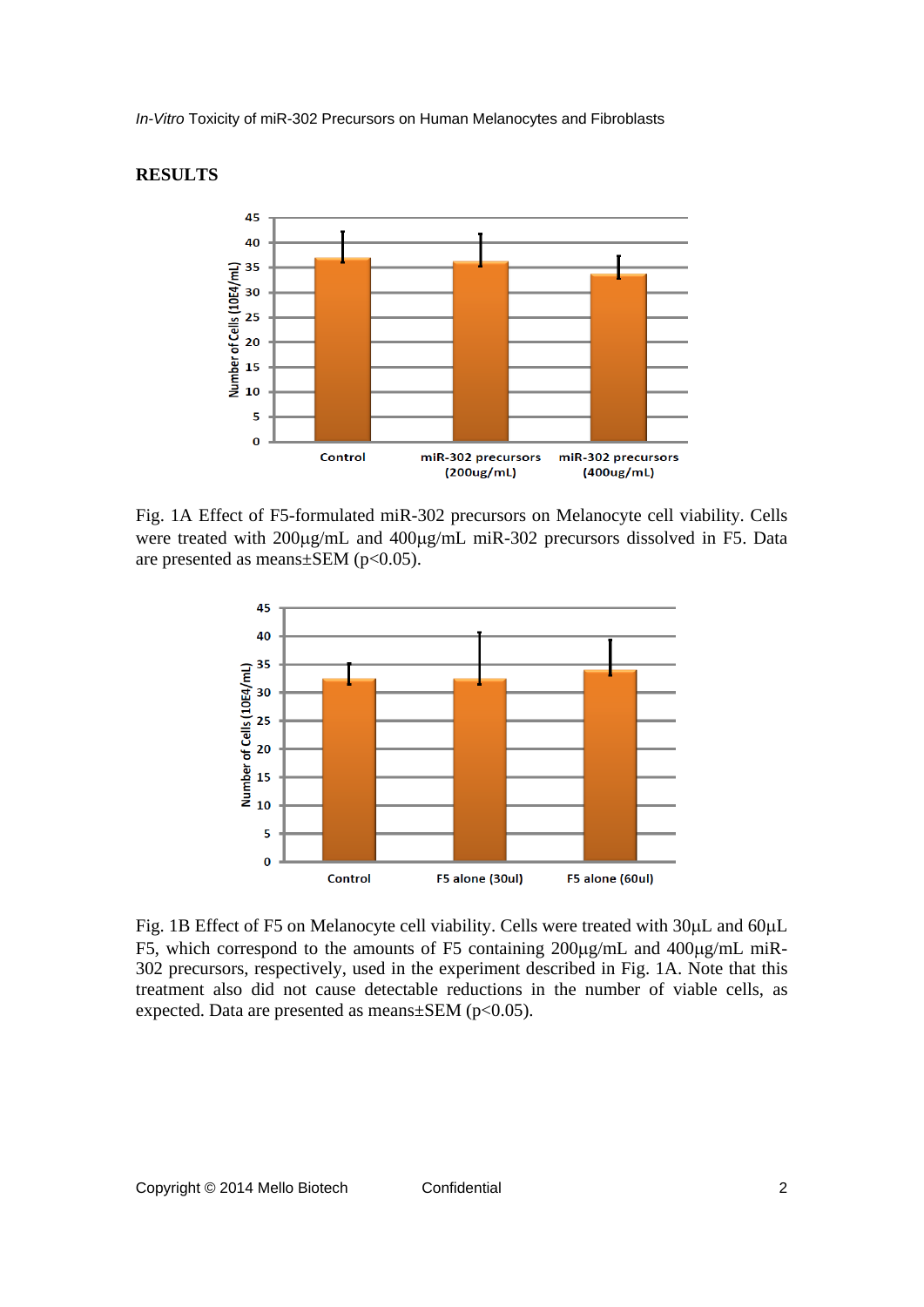## RESULTS

Fig. 1A Effect of F5-formulated miR-302 precursors on Melanocyte cell viability. Cells were treated with 200µg/mL and 400µg/mL miR-302 precursors dissolved in F5. Data are presented as means±SEM ($p<0.05$).

Fig. 1B Effect of F5 on Melanocyte cell viability. Cells were treated with 30µL and 60µL F5, which correspond to the amounts of F5 containing 200µg/mL and 400µg/mL miR-302 precursors, respectively, used in the experiment described in Fig. 1A. Note that this treatment also did not cause detectable reductions in the number of viable cells, as expected. Data are presented as means±SEM ($p<0.05$).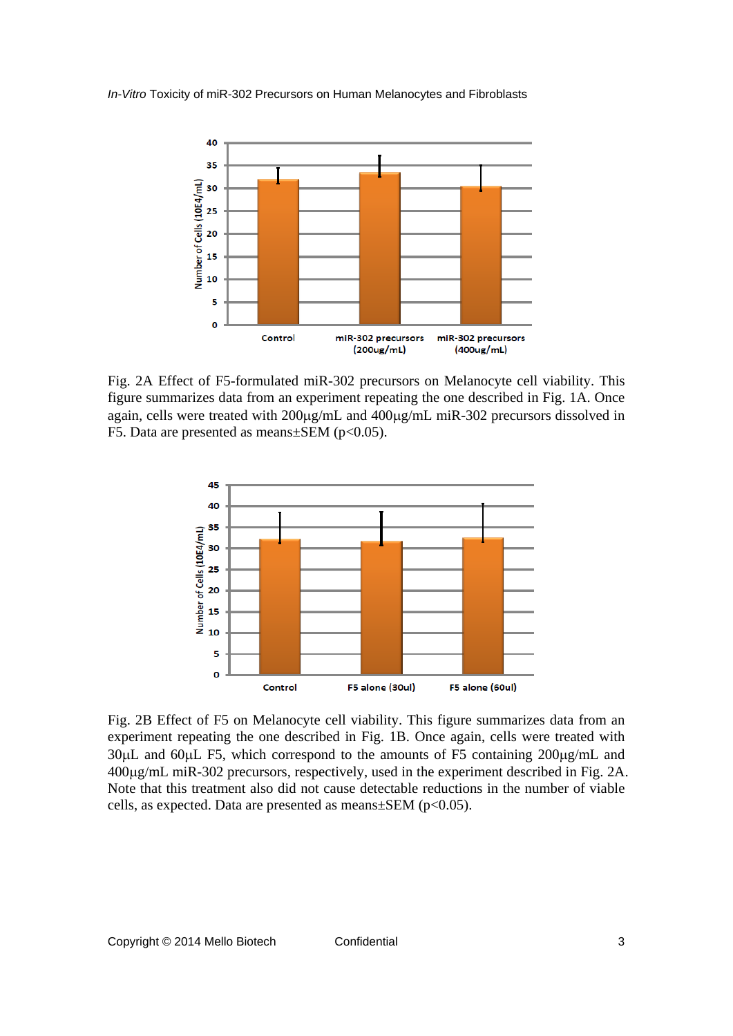Fig. 2A Effect of F5-formulated miR-302 precursors on Melanocyte cell viability. This figure summarizes data from an experiment repeating the one described in Fig. 1A. Once again, cells were treated with 200μg/mL and 400μg/mL miR-302 precursors dissolved in F5. Data are presented as means±SEM ($p<0.05$).

Fig. 2B Effect of F5 on Melanocyte cell viability. This figure summarizes data from an experiment repeating the one described in Fig. 1B. Once again, cells were treated with 30μL and 60μL F5, which correspond to the amounts of F5 containing 200μg/mL and 400μg/mL miR-302 precursors, respectively, used in the experiment described in Fig. 2A. Note that this treatment also did not cause detectable reductions in the number of viable cells, as expected. Data are presented as means±SEM ($p<0.05$).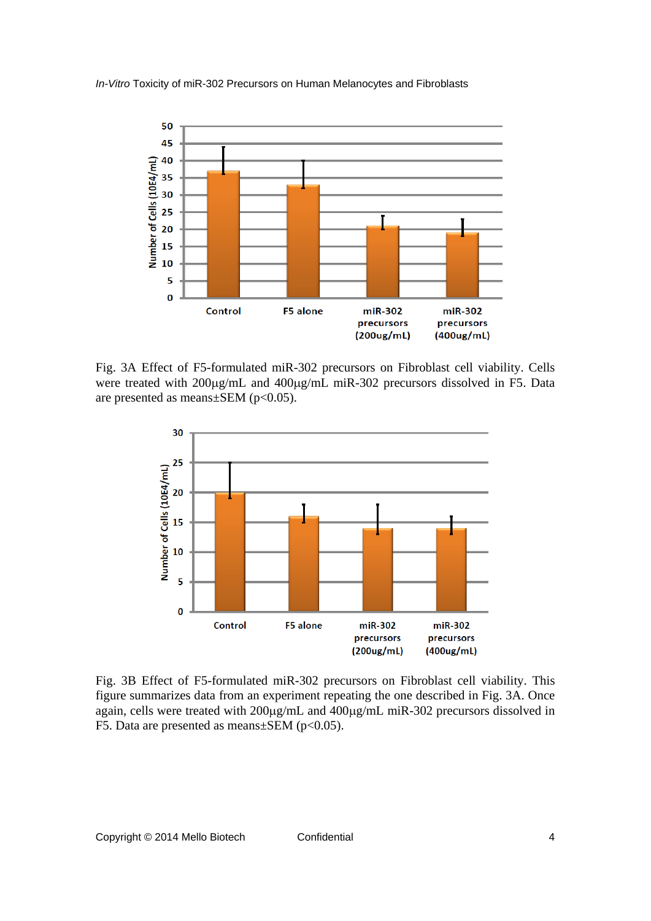Fig. 3A Effect of F5-formulated miR-302 precursors on Fibroblast cell viability. Cells were treated with 200µg/mL and 400µg/mL miR-302 precursors dissolved in F5. Data are presented as means±SEM ($p<0.05$).

Fig. 3B Effect of F5-formulated miR-302 precursors on Fibroblast cell viability. This figure summarizes data from an experiment repeating the one described in Fig. 3A. Once again, cells were treated with 200µg/mL and 400µg/mL miR-302 precursors dissolved in F5. Data are presented as means±SEM ($p<0.05$).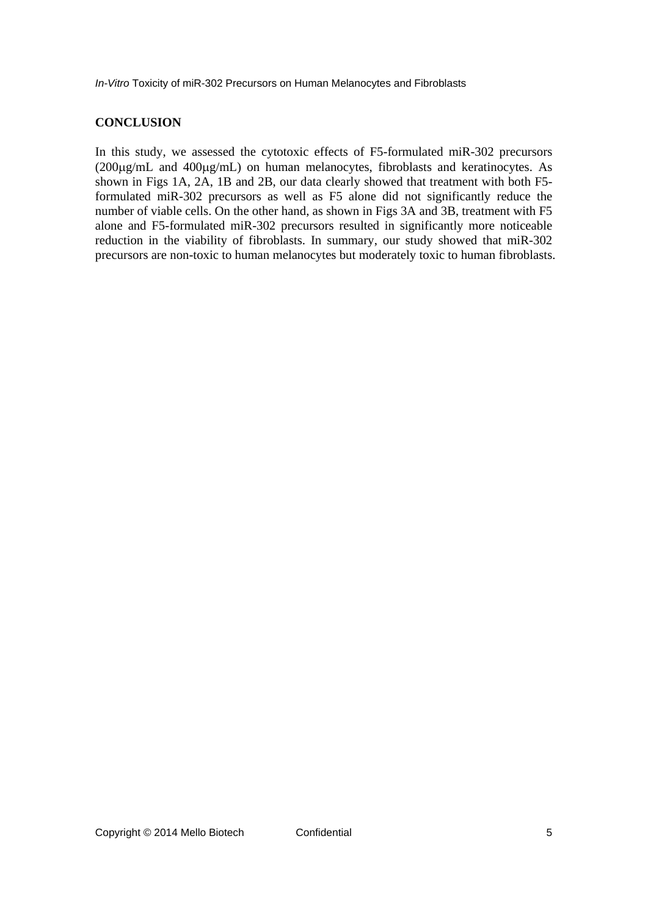## CONCLUSION

In this study, we assessed the cytotoxic effects of F5-formulated miR-302 precursors (200μg/mL and 400μg/mL) on human melanocytes, fibroblasts and keratinocytes. As shown in Figs 1A, 2A, 1B and 2B, our data clearly showed that treatment with both F5-formulated miR-302 precursors as well as F5 alone did not significantly reduce the number of viable cells. On the other hand, as shown in Figs 3A and 3B, treatment with F5 alone and F5-formulated miR-302 precursors resulted in significantly more noticeable reduction in the viability of fibroblasts. In summary, our study showed that miR-302 precursors are non-toxic to human melanocytes but moderately toxic to human fibroblasts.